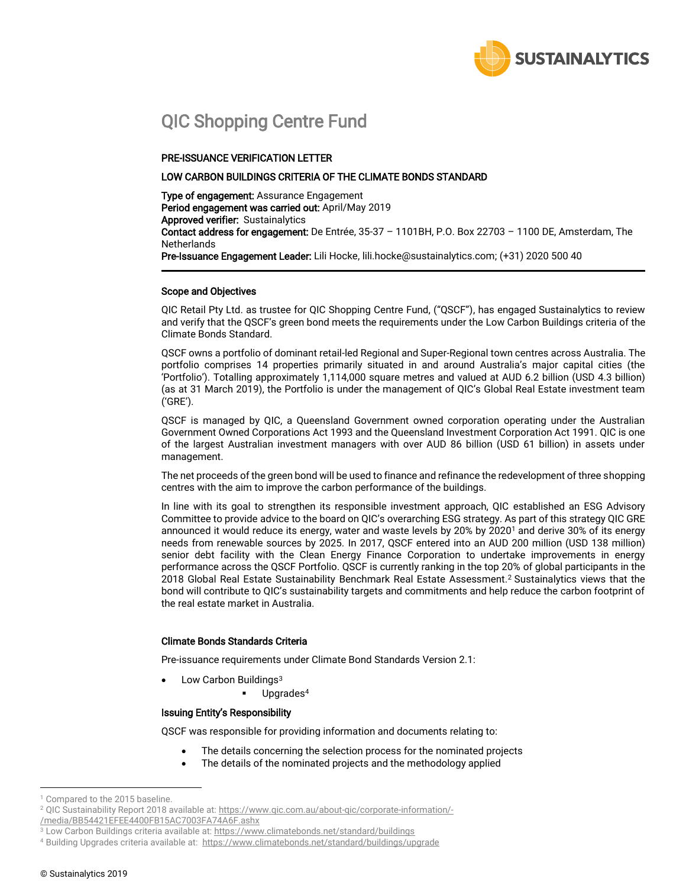# QIC Shopping Centre Fund

**PRE-ISSUANCE VERIFICATION LETTER**

**LOW CARBON BUILDINGS CRITERIA OF THE CLIMATE BONDS STANDARD**

**Type of engagement:** Assurance Engagement
**Period engagement was carried out:** April/May 2019
**Approved verifier:** Sustainalytics
**Contact address for engagement:** De Entrée, 35-37 – 1101BH, P.O. Box 22703 – 1100 DE, Amsterdam, The Netherlands
**Pre-Issuance Engagement Leader:** Lili Hocke, lili.hocke@sustainalytics.com; (+31) 2020 500 40

---

### Scope and Objectives

QIC Retail Pty Ltd. as trustee for QIC Shopping Centre Fund, ("QSCF"), has engaged Sustainalytics to review and verify that the QSCF's green bond meets the requirements under the Low Carbon Buildings criteria of the Climate Bonds Standard.

QSCF owns a portfolio of dominant retail-led Regional and Super-Regional town centres across Australia. The portfolio comprises 14 properties primarily situated in and around Australia's major capital cities (the 'Portfolio'). Totalling approximately 1,114,000 square metres and valued at AUD 6.2 billion (USD 4.3 billion) (as at 31 March 2019), the Portfolio is under the management of QIC's Global Real Estate investment team ('GRE').

QSCF is managed by QIC, a Queensland Government owned corporation operating under the Australian Government Owned Corporations Act 1993 and the Queensland Investment Corporation Act 1991. QIC is one of the largest Australian investment managers with over AUD 86 billion (USD 61 billion) in assets under management.

The net proceeds of the green bond will be used to finance and refinance the redevelopment of three shopping centres with the aim to improve the carbon performance of the buildings.

In line with its goal to strengthen its responsible investment approach, QIC established an ESG Advisory Committee to provide advice to the board on QIC's overarching ESG strategy. As part of this strategy QIC GRE announced it would reduce its energy, water and waste levels by 20% by 2020[1] and derive 30% of its energy needs from renewable sources by 2025. In 2017, QSCF entered into an AUD 200 million (USD 138 million) senior debt facility with the Clean Energy Finance Corporation to undertake improvements in energy performance across the QSCF Portfolio. QSCF is currently ranking in the top 20% of global participants in the 2018 Global Real Estate Sustainability Benchmark Real Estate Assessment.[2] Sustainalytics views that the bond will contribute to QIC's sustainability targets and commitments and help reduce the carbon footprint of the real estate market in Australia.

### Climate Bonds Standards Criteria

Pre-issuance requirements under Climate Bond Standards Version 2.1:

- Low Carbon Buildings[3]
  - Upgrades[4]

### Issuing Entity's Responsibility

QSCF was responsible for providing information and documents relating to:

- The details concerning the selection process for the nominated projects
- The details of the nominated projects and the methodology applied

---

[1] Compared to the 2015 baseline.
[2] QIC Sustainability Report 2018 available at: https://www.qic.com.au/about-qic/corporate-information/-/media/BB54421EFEE4400FB15AC7003FA74A6F.ashx
[3] Low Carbon Buildings criteria available at: https://www.climatebonds.net/standard/buildings
[4] Building Upgrades criteria available at: https://www.climatebonds.net/standard/buildings/upgrade

© Sustainalytics 2019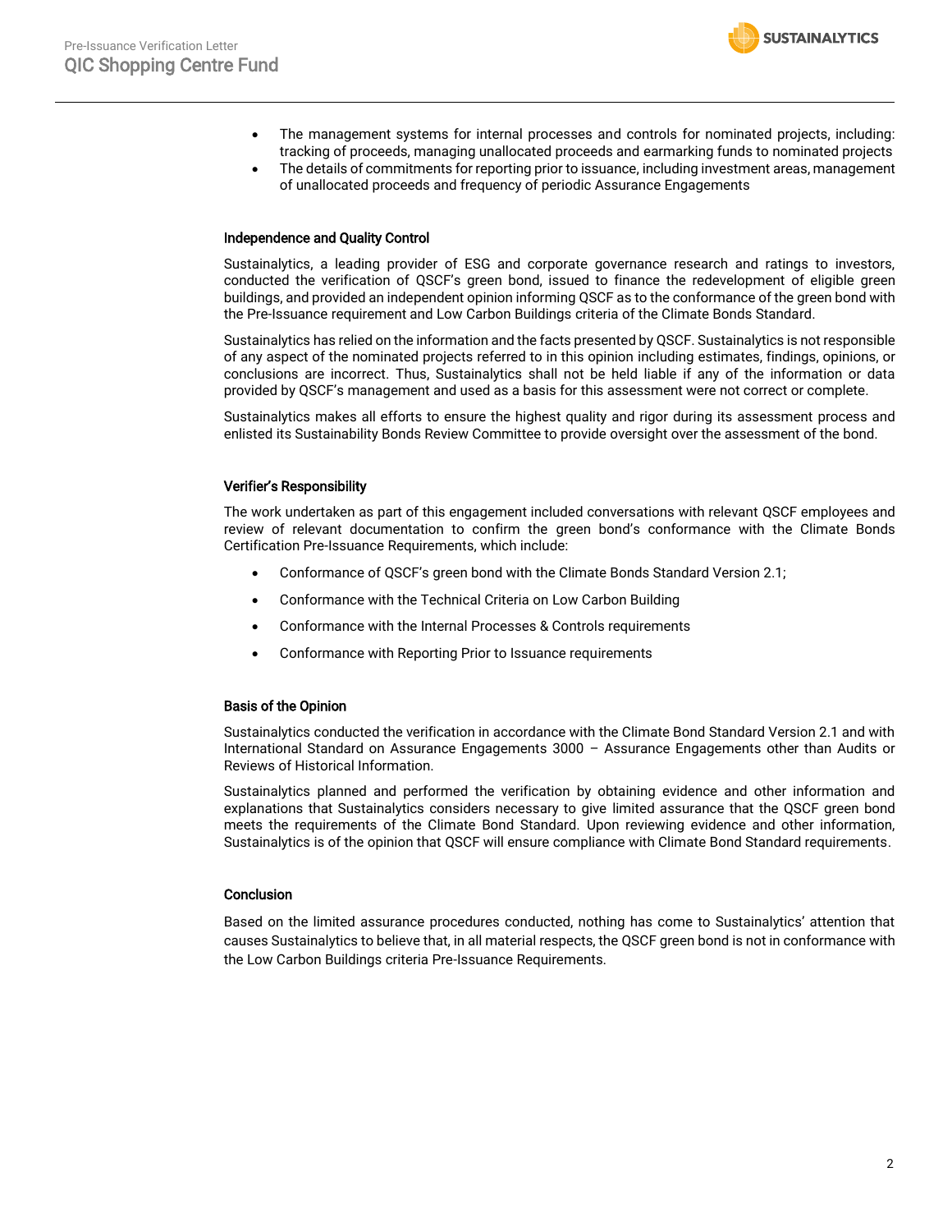- The management systems for internal processes and controls for nominated projects, including: tracking of proceeds, managing unallocated proceeds and earmarking funds to nominated projects
- The details of commitments for reporting prior to issuance, including investment areas, management of unallocated proceeds and frequency of periodic Assurance Engagements

### Independence and Quality Control

Sustainalytics, a leading provider of ESG and corporate governance research and ratings to investors, conducted the verification of QSCF's green bond, issued to finance the redevelopment of eligible green buildings, and provided an independent opinion informing QSCF as to the conformance of the green bond with the Pre-Issuance requirement and Low Carbon Buildings criteria of the Climate Bonds Standard.

Sustainalytics has relied on the information and the facts presented by QSCF. Sustainalytics is not responsible of any aspect of the nominated projects referred to in this opinion including estimates, findings, opinions, or conclusions are incorrect. Thus, Sustainalytics shall not be held liable if any of the information or data provided by QSCF's management and used as a basis for this assessment were not correct or complete.

Sustainalytics makes all efforts to ensure the highest quality and rigor during its assessment process and enlisted its Sustainability Bonds Review Committee to provide oversight over the assessment of the bond.

### Verifier's Responsibility

The work undertaken as part of this engagement included conversations with relevant QSCF employees and review of relevant documentation to confirm the green bond's conformance with the Climate Bonds Certification Pre-Issuance Requirements, which include:

- Conformance of QSCF's green bond with the Climate Bonds Standard Version 2.1;
- Conformance with the Technical Criteria on Low Carbon Building
- Conformance with the Internal Processes & Controls requirements
- Conformance with Reporting Prior to Issuance requirements

### Basis of the Opinion

Sustainalytics conducted the verification in accordance with the Climate Bond Standard Version 2.1 and with International Standard on Assurance Engagements 3000 – Assurance Engagements other than Audits or Reviews of Historical Information.

Sustainalytics planned and performed the verification by obtaining evidence and other information and explanations that Sustainalytics considers necessary to give limited assurance that the QSCF green bond meets the requirements of the Climate Bond Standard. Upon reviewing evidence and other information, Sustainalytics is of the opinion that QSCF will ensure compliance with Climate Bond Standard requirements.

### Conclusion

Based on the limited assurance procedures conducted, nothing has come to Sustainalytics' attention that causes Sustainalytics to believe that, in all material respects, the QSCF green bond is not in conformance with the Low Carbon Buildings criteria Pre-Issuance Requirements.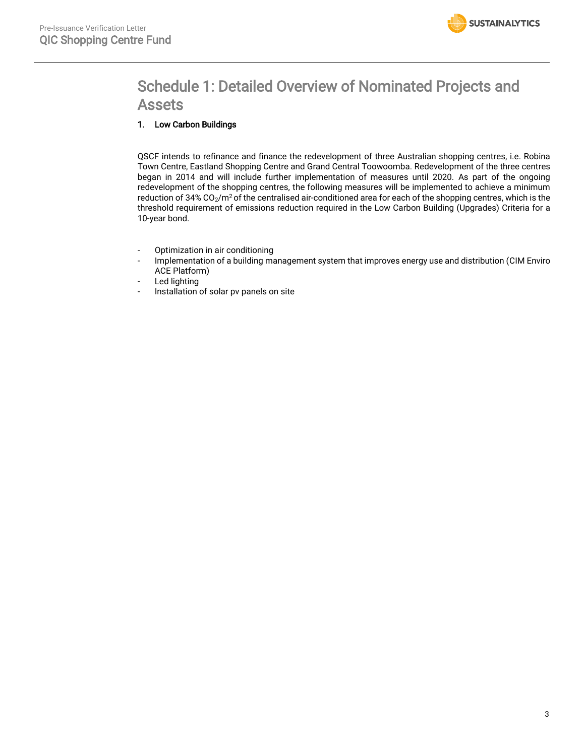# Schedule 1: Detailed Overview of Nominated Projects and Assets

## 1. Low Carbon Buildings

QSCF intends to refinance and finance the redevelopment of three Australian shopping centres, i.e. Robina Town Centre, Eastland Shopping Centre and Grand Central Toowoomba. Redevelopment of the three centres began in 2014 and will include further implementation of measures until 2020. As part of the ongoing redevelopment of the shopping centres, the following measures will be implemented to achieve a minimum reduction of 34% $CO_2/m^2$ of the centralised air-conditioned area for each of the shopping centres, which is the threshold requirement of emissions reduction required in the Low Carbon Building (Upgrades) Criteria for a 10-year bond.

- Optimization in air conditioning
- Implementation of a building management system that improves energy use and distribution (CIM Enviro ACE Platform)
- Led lighting
- Installation of solar pv panels on site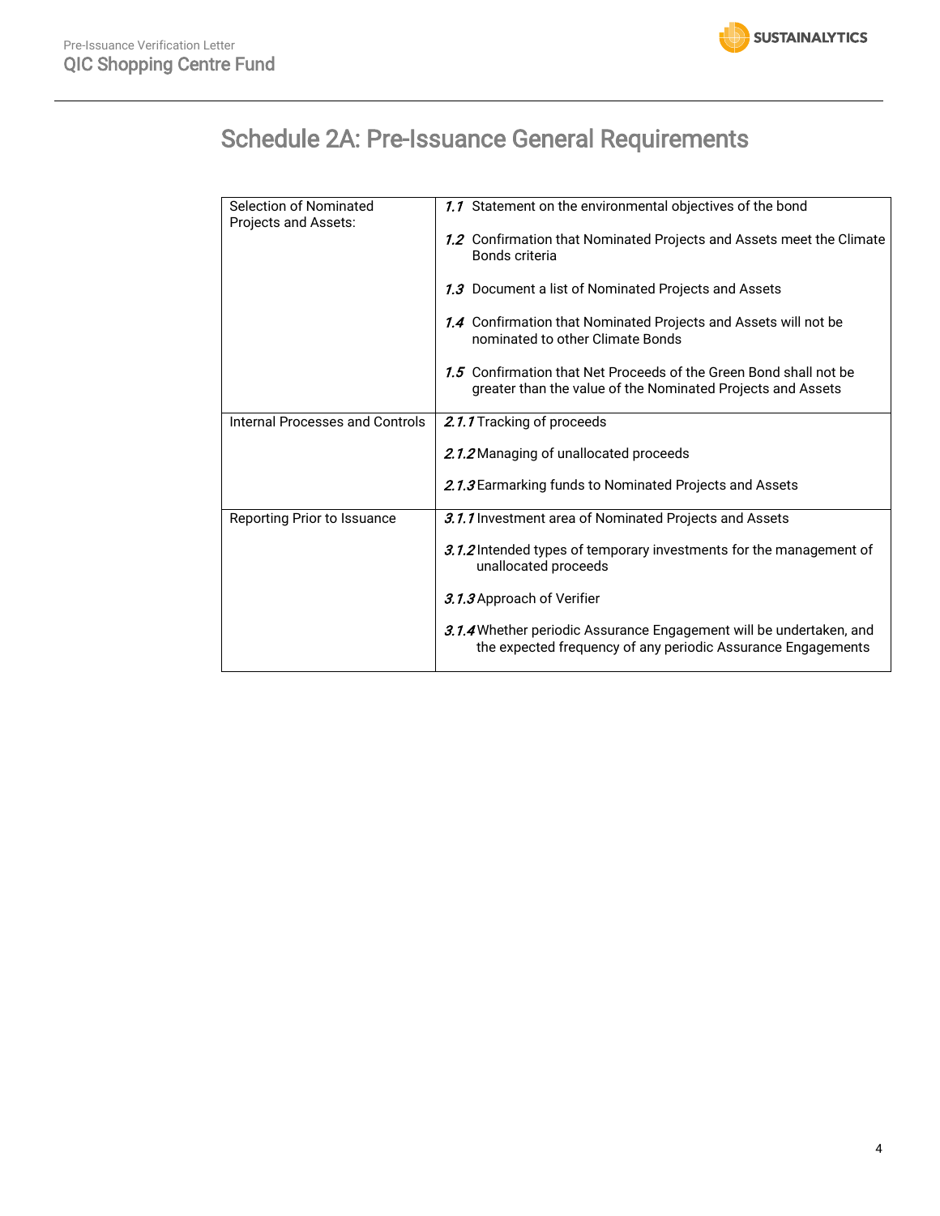# Schedule 2A: Pre-Issuance General Requirements

| | |
|---|---|
| Selection of Nominated Projects and Assets: | *1.1* Statement on the environmental objectives of the bond<br><br>*1.2* Confirmation that Nominated Projects and Assets meet the Climate Bonds criteria<br><br>*1.3* Document a list of Nominated Projects and Assets<br><br>*1.4* Confirmation that Nominated Projects and Assets will not be nominated to other Climate Bonds<br><br>*1.5* Confirmation that Net Proceeds of the Green Bond shall not be greater than the value of the Nominated Projects and Assets |
| Internal Processes and Controls | *2.1.1* Tracking of proceeds<br><br>*2.1.2* Managing of unallocated proceeds<br><br>*2.1.3* Earmarking funds to Nominated Projects and Assets |
| Reporting Prior to Issuance | *3.1.1* Investment area of Nominated Projects and Assets<br><br>*3.1.2* Intended types of temporary investments for the management of unallocated proceeds<br><br>*3.1.3* Approach of Verifier<br><br>*3.1.4* Whether periodic Assurance Engagement will be undertaken, and the expected frequency of any periodic Assurance Engagements |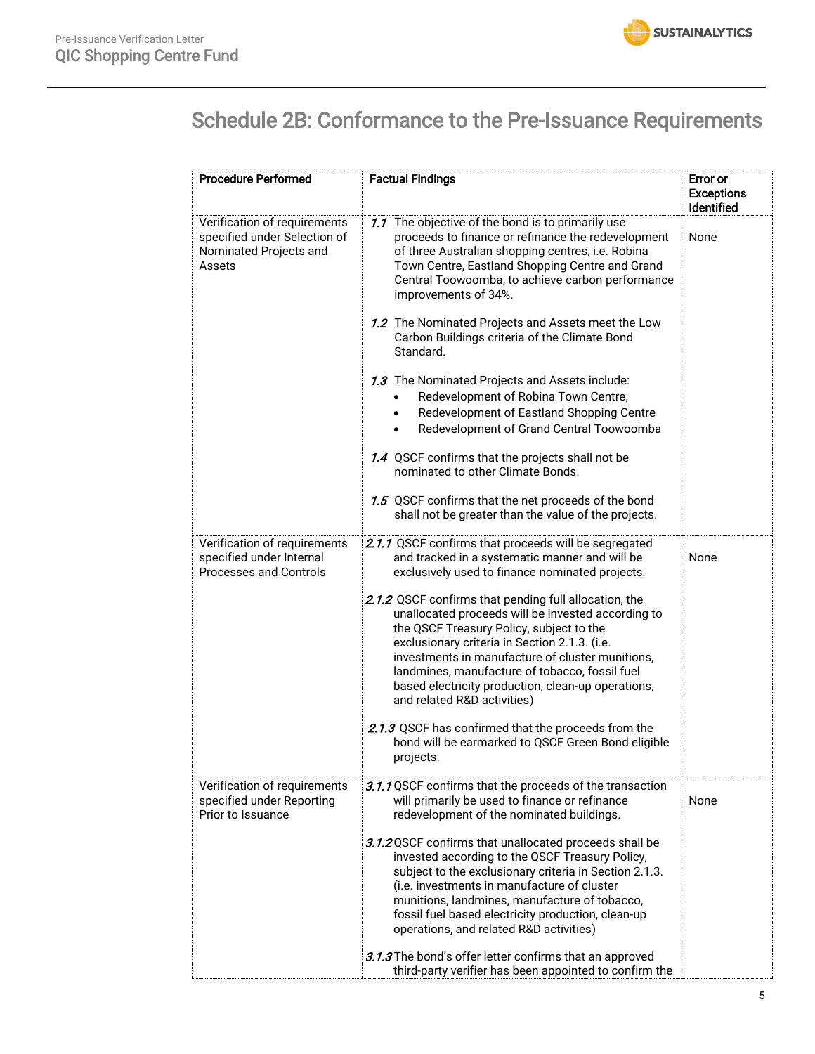# Schedule 2B: Conformance to the Pre-Issuance Requirements

| Procedure Performed | Factual Findings | Error or Exceptions Identified |
|---|---|---|
| Verification of requirements specified under Selection of Nominated Projects and Assets | *1.1* The objective of the bond is to primarily use proceeds to finance or refinance the redevelopment of three Australian shopping centres, i.e. Robina Town Centre, Eastland Shopping Centre and Grand Central Toowoomba, to achieve carbon performance improvements of 34%.<br><br>*1.2* The Nominated Projects and Assets meet the Low Carbon Buildings criteria of the Climate Bond Standard.<br><br>*1.3* The Nominated Projects and Assets include:<br>• Redevelopment of Robina Town Centre,<br>• Redevelopment of Eastland Shopping Centre<br>• Redevelopment of Grand Central Toowoomba<br><br>*1.4* QSCF confirms that the projects shall not be nominated to other Climate Bonds.<br><br>*1.5* QSCF confirms that the net proceeds of the bond shall not be greater than the value of the projects. | None |
| Verification of requirements specified under Internal Processes and Controls | *2.1.1* QSCF confirms that proceeds will be segregated and tracked in a systematic manner and will be exclusively used to finance nominated projects.<br><br>*2.1.2* QSCF confirms that pending full allocation, the unallocated proceeds will be invested according to the QSCF Treasury Policy, subject to the exclusionary criteria in Section 2.1.3. (i.e. investments in manufacture of cluster munitions, landmines, manufacture of tobacco, fossil fuel based electricity production, clean-up operations, and related R&D activities)<br><br>*2.1.3* QSCF has confirmed that the proceeds from the bond will be earmarked to QSCF Green Bond eligible projects. | None |
| Verification of requirements specified under Reporting Prior to Issuance | *3.1.1* QSCF confirms that the proceeds of the transaction will primarily be used to finance or refinance redevelopment of the nominated buildings.<br><br>*3.1.2* QSCF confirms that unallocated proceeds shall be invested according to the QSCF Treasury Policy, subject to the exclusionary criteria in Section 2.1.3. (i.e. investments in manufacture of cluster munitions, landmines, manufacture of tobacco, fossil fuel based electricity production, clean-up operations, and related R&D activities)<br><br>*3.1.3* The bond's offer letter confirms that an approved third-party verifier has been appointed to confirm the | None |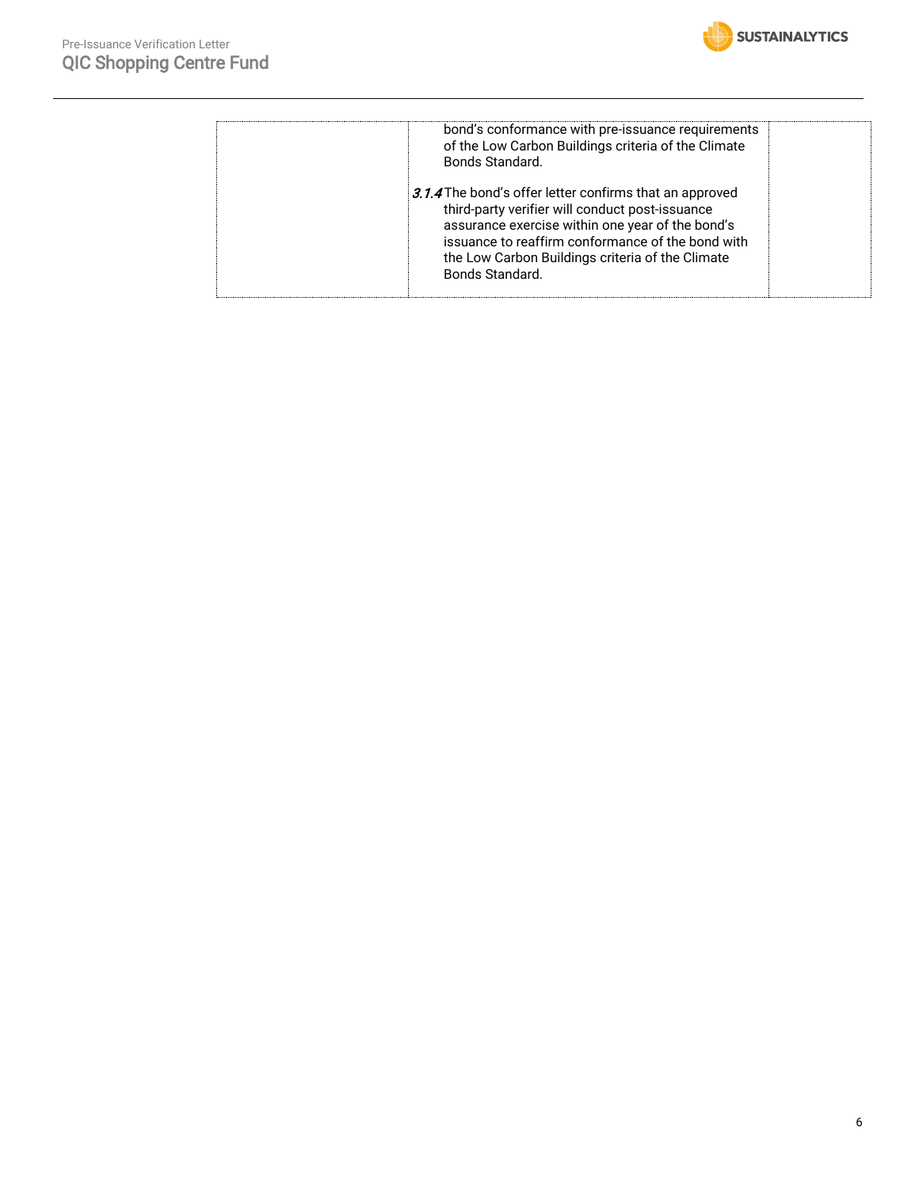| | | |
|---|---|---|
| | bond's conformance with pre-issuance requirements of the Low Carbon Buildings criteria of the Climate Bonds Standard.<br><br>*3.1.4* The bond's offer letter confirms that an approved third-party verifier will conduct post-issuance assurance exercise within one year of the bond's issuance to reaffirm conformance of the bond with the Low Carbon Buildings criteria of the Climate Bonds Standard. | |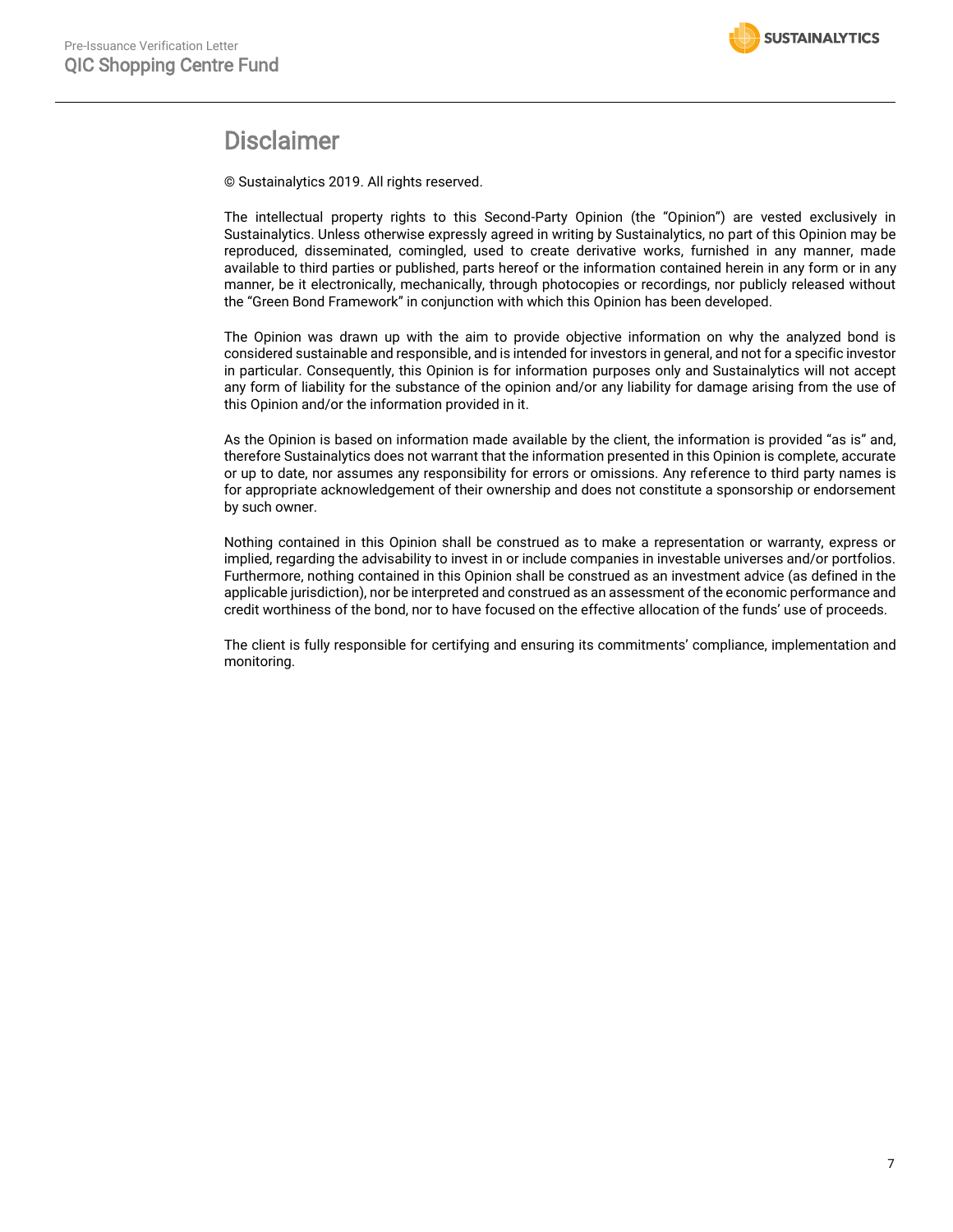# Disclaimer

© Sustainalytics 2019. All rights reserved.

The intellectual property rights to this Second-Party Opinion (the "Opinion") are vested exclusively in Sustainalytics. Unless otherwise expressly agreed in writing by Sustainalytics, no part of this Opinion may be reproduced, disseminated, comingled, used to create derivative works, furnished in any manner, made available to third parties or published, parts hereof or the information contained herein in any form or in any manner, be it electronically, mechanically, through photocopies or recordings, nor publicly released without the "Green Bond Framework" in conjunction with which this Opinion has been developed.

The Opinion was drawn up with the aim to provide objective information on why the analyzed bond is considered sustainable and responsible, and is intended for investors in general, and not for a specific investor in particular. Consequently, this Opinion is for information purposes only and Sustainalytics will not accept any form of liability for the substance of the opinion and/or any liability for damage arising from the use of this Opinion and/or the information provided in it.

As the Opinion is based on information made available by the client, the information is provided "as is" and, therefore Sustainalytics does not warrant that the information presented in this Opinion is complete, accurate or up to date, nor assumes any responsibility for errors or omissions. Any reference to third party names is for appropriate acknowledgement of their ownership and does not constitute a sponsorship or endorsement by such owner.

Nothing contained in this Opinion shall be construed as to make a representation or warranty, express or implied, regarding the advisability to invest in or include companies in investable universes and/or portfolios. Furthermore, nothing contained in this Opinion shall be construed as an investment advice (as defined in the applicable jurisdiction), nor be interpreted and construed as an assessment of the economic performance and credit worthiness of the bond, nor to have focused on the effective allocation of the funds' use of proceeds.

The client is fully responsible for certifying and ensuring its commitments' compliance, implementation and monitoring.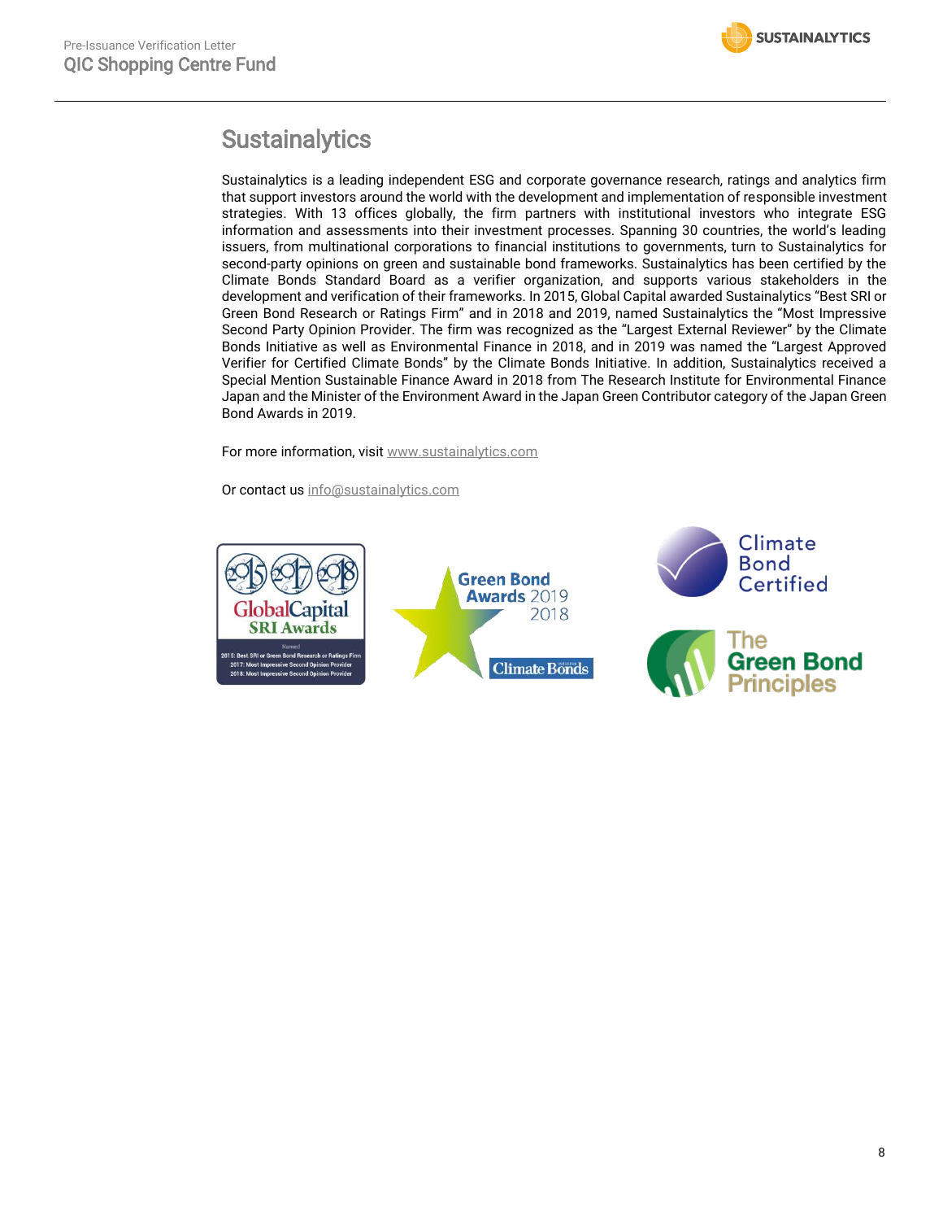# Sustainalytics

Sustainalytics is a leading independent ESG and corporate governance research, ratings and analytics firm that support investors around the world with the development and implementation of responsible investment strategies. With 13 offices globally, the firm partners with institutional investors who integrate ESG information and assessments into their investment processes. Spanning 30 countries, the world's leading issuers, from multinational corporations to financial institutions to governments, turn to Sustainalytics for second-party opinions on green and sustainable bond frameworks. Sustainalytics has been certified by the Climate Bonds Standard Board as a verifier organization, and supports various stakeholders in the development and verification of their frameworks. In 2015, Global Capital awarded Sustainalytics "Best SRI or Green Bond Research or Ratings Firm" and in 2018 and 2019, named Sustainalytics the "Most Impressive Second Party Opinion Provider. The firm was recognized as the "Largest External Reviewer" by the Climate Bonds Initiative as well as Environmental Finance in 2018, and in 2019 was named the "Largest Approved Verifier for Certified Climate Bonds" by the Climate Bonds Initiative. In addition, Sustainalytics received a Special Mention Sustainable Finance Award in 2018 from The Research Institute for Environmental Finance Japan and the Minister of the Environment Award in the Japan Green Contributor category of the Japan Green Bond Awards in 2019.

For more information, visit www.sustainalytics.com

Or contact us info@sustainalytics.com